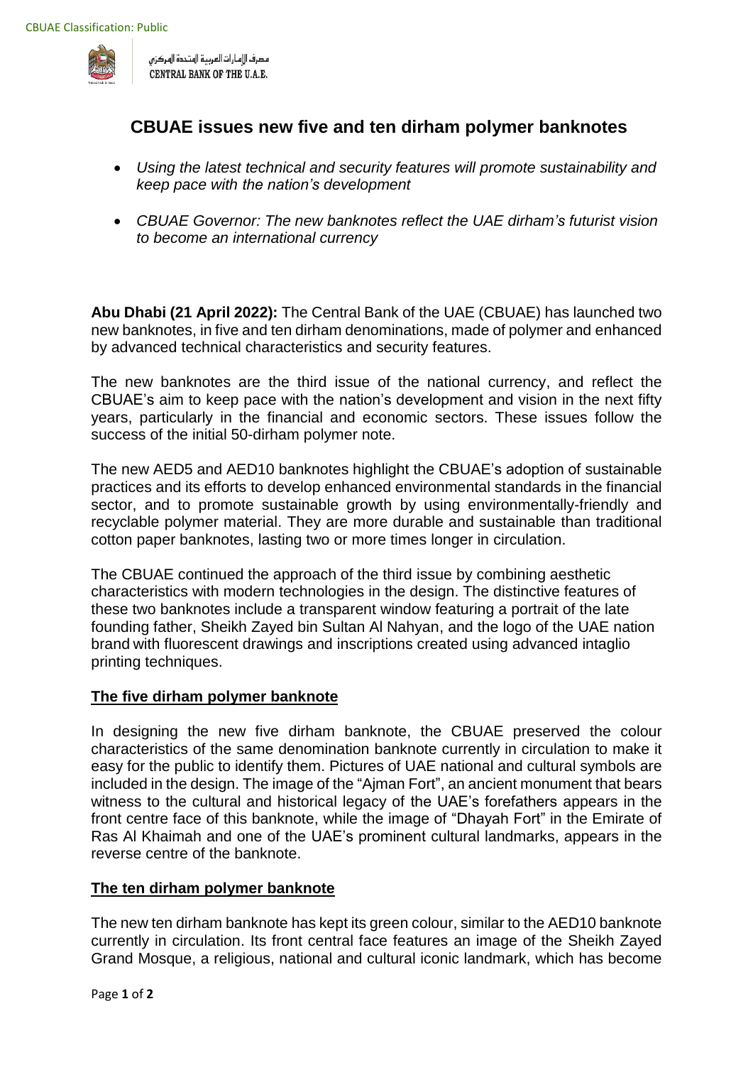CBUAE Classification: Public

مصرف الإمارات العربية المتحدة المركزي
CENTRAL BANK OF THE U.A.E.

# CBUAE issues new five and ten dirham polymer banknotes

- *Using the latest technical and security features will promote sustainability and keep pace with the nation's development*
- *CBUAE Governor: The new banknotes reflect the UAE dirham's futurist vision to become an international currency*

**Abu Dhabi (21 April 2022):** The Central Bank of the UAE (CBUAE) has launched two new banknotes, in five and ten dirham denominations, made of polymer and enhanced by advanced technical characteristics and security features.

The new banknotes are the third issue of the national currency, and reflect the CBUAE's aim to keep pace with the nation's development and vision in the next fifty years, particularly in the financial and economic sectors. These issues follow the success of the initial 50-dirham polymer note.

The new AED5 and AED10 banknotes highlight the CBUAE's adoption of sustainable practices and its efforts to develop enhanced environmental standards in the financial sector, and to promote sustainable growth by using environmentally-friendly and recyclable polymer material. They are more durable and sustainable than traditional cotton paper banknotes, lasting two or more times longer in circulation.

The CBUAE continued the approach of the third issue by combining aesthetic characteristics with modern technologies in the design. The distinctive features of these two banknotes include a transparent window featuring a portrait of the late founding father, Sheikh Zayed bin Sultan Al Nahyan, and the logo of the UAE nation brand with fluorescent drawings and inscriptions created using advanced intaglio printing techniques.

## The five dirham polymer banknote

In designing the new five dirham banknote, the CBUAE preserved the colour characteristics of the same denomination banknote currently in circulation to make it easy for the public to identify them. Pictures of UAE national and cultural symbols are included in the design. The image of the "Ajman Fort", an ancient monument that bears witness to the cultural and historical legacy of the UAE's forefathers appears in the front centre face of this banknote, while the image of "Dhayah Fort" in the Emirate of Ras Al Khaimah and one of the UAE's prominent cultural landmarks, appears in the reverse centre of the banknote.

## The ten dirham polymer banknote

The new ten dirham banknote has kept its green colour, similar to the AED10 banknote currently in circulation. Its front central face features an image of the Sheikh Zayed Grand Mosque, a religious, national and cultural iconic landmark, which has become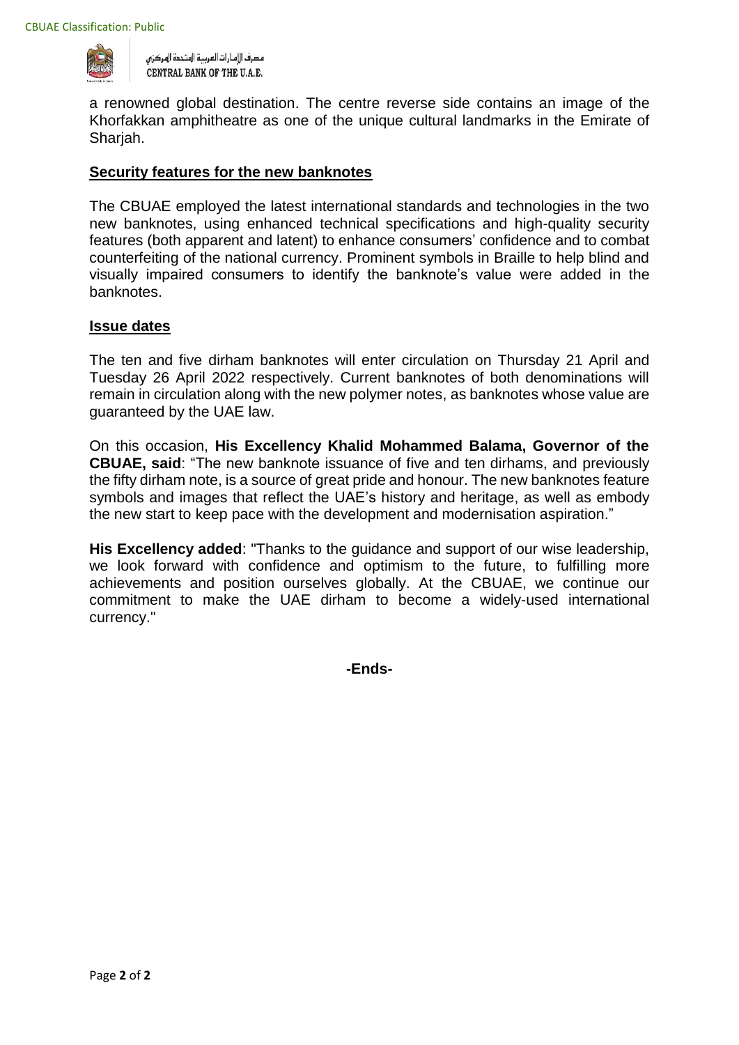a renowned global destination. The centre reverse side contains an image of the Khorfakkan amphitheatre as one of the unique cultural landmarks in the Emirate of Sharjah.

## Security features for the new banknotes

The CBUAE employed the latest international standards and technologies in the two new banknotes, using enhanced technical specifications and high-quality security features (both apparent and latent) to enhance consumers' confidence and to combat counterfeiting of the national currency. Prominent symbols in Braille to help blind and visually impaired consumers to identify the banknote's value were added in the banknotes.

## Issue dates

The ten and five dirham banknotes will enter circulation on Thursday 21 April and Tuesday 26 April 2022 respectively. Current banknotes of both denominations will remain in circulation along with the new polymer notes, as banknotes whose value are guaranteed by the UAE law.

On this occasion, **His Excellency Khalid Mohammed Balama, Governor of the CBUAE, said**: "The new banknote issuance of five and ten dirhams, and previously the fifty dirham note, is a source of great pride and honour. The new banknotes feature symbols and images that reflect the UAE's history and heritage, as well as embody the new start to keep pace with the development and modernisation aspiration."

**His Excellency added**: "Thanks to the guidance and support of our wise leadership, we look forward with confidence and optimism to the future, to fulfilling more achievements and position ourselves globally. At the CBUAE, we continue our commitment to make the UAE dirham to become a widely-used international currency."

**-Ends-**